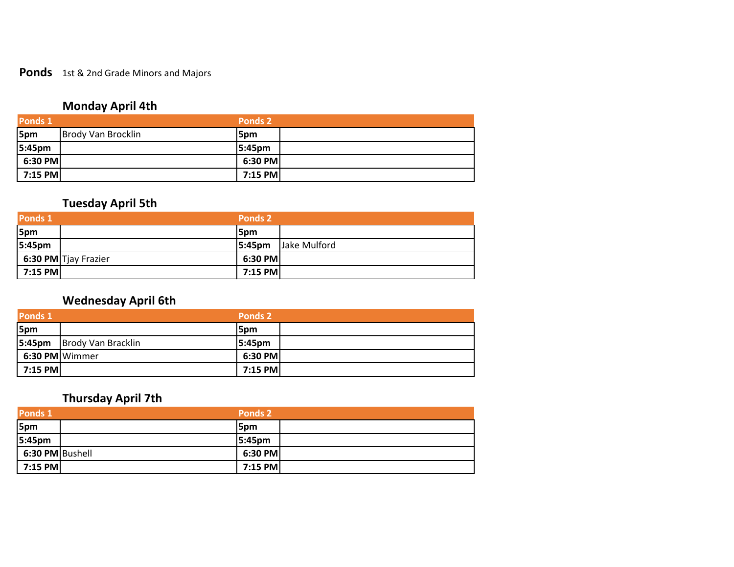**Ponds** 1st & 2nd Grade Minors and Majors

### Monday April 4th

| Ponds 1 | | Ponds 2 | |
|---|---|---|---|
| 5pm | Brody Van Brocklin | 5pm | |
| 5:45pm | | 5:45pm | |
| 6:30 PM | | 6:30 PM | |
| 7:15 PM | | 7:15 PM | |

### Tuesday April 5th

| Ponds 1 | | Ponds 2 | |
|---|---|---|---|
| 5pm | | 5pm | |
| 5:45pm | | 5:45pm | Jake Mulford |
| 6:30 PM | Tjay Frazier | 6:30 PM | |
| 7:15 PM | | 7:15 PM | |

### Wednesday April 6th

| Ponds 1 | | Ponds 2 | |
|---|---|---|---|
| 5pm | | 5pm | |
| 5:45pm | Brody Van Bracklin | 5:45pm | |
| 6:30 PM | Wimmer | 6:30 PM | |
| 7:15 PM | | 7:15 PM | |

### Thursday April 7th

| Ponds 1 | | Ponds 2 | |
|---|---|---|---|
| 5pm | | 5pm | |
| 5:45pm | | 5:45pm | |
| 6:30 PM | Bushell | 6:30 PM | |
| 7:15 PM | | 7:15 PM | |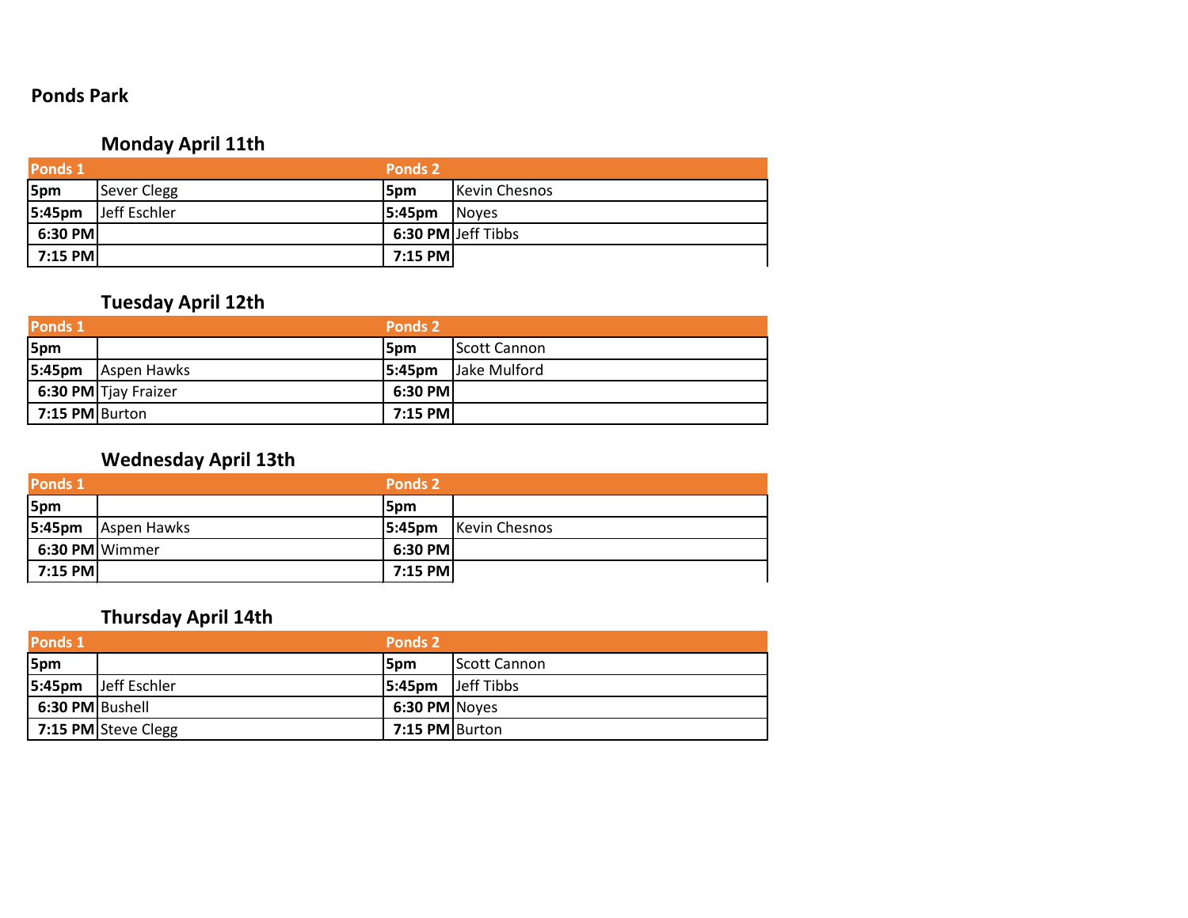**Ponds Park**

## Monday April 11th

| Ponds 1 | | Ponds 2 | |
|---|---|---|---|
| 5pm | Sever Clegg | 5pm | Kevin Chesnos |
| 5:45pm | Jeff Eschler | 5:45pm | Noyes |
| 6:30 PM | | 6:30 PM | Jeff Tibbs |
| 7:15 PM | | 7:15 PM | |

## Tuesday April 12th

| Ponds 1 | | Ponds 2 | |
|---|---|---|---|
| 5pm | | 5pm | Scott Cannon |
| 5:45pm | Aspen Hawks | 5:45pm | Jake Mulford |
| 6:30 PM | Tjay Fraizer | 6:30 PM | |
| 7:15 PM | Burton | 7:15 PM | |

## Wednesday April 13th

| Ponds 1 | | Ponds 2 | |
|---|---|---|---|
| 5pm | | 5pm | |
| 5:45pm | Aspen Hawks | 5:45pm | Kevin Chesnos |
| 6:30 PM | Wimmer | 6:30 PM | |
| 7:15 PM | | 7:15 PM | |

## Thursday April 14th

| Ponds 1 | | Ponds 2 | |
|---|---|---|---|
| 5pm | | 5pm | Scott Cannon |
| 5:45pm | Jeff Eschler | 5:45pm | Jeff Tibbs |
| 6:30 PM | Bushell | 6:30 PM | Noyes |
| 7:15 PM | Steve Clegg | 7:15 PM | Burton |